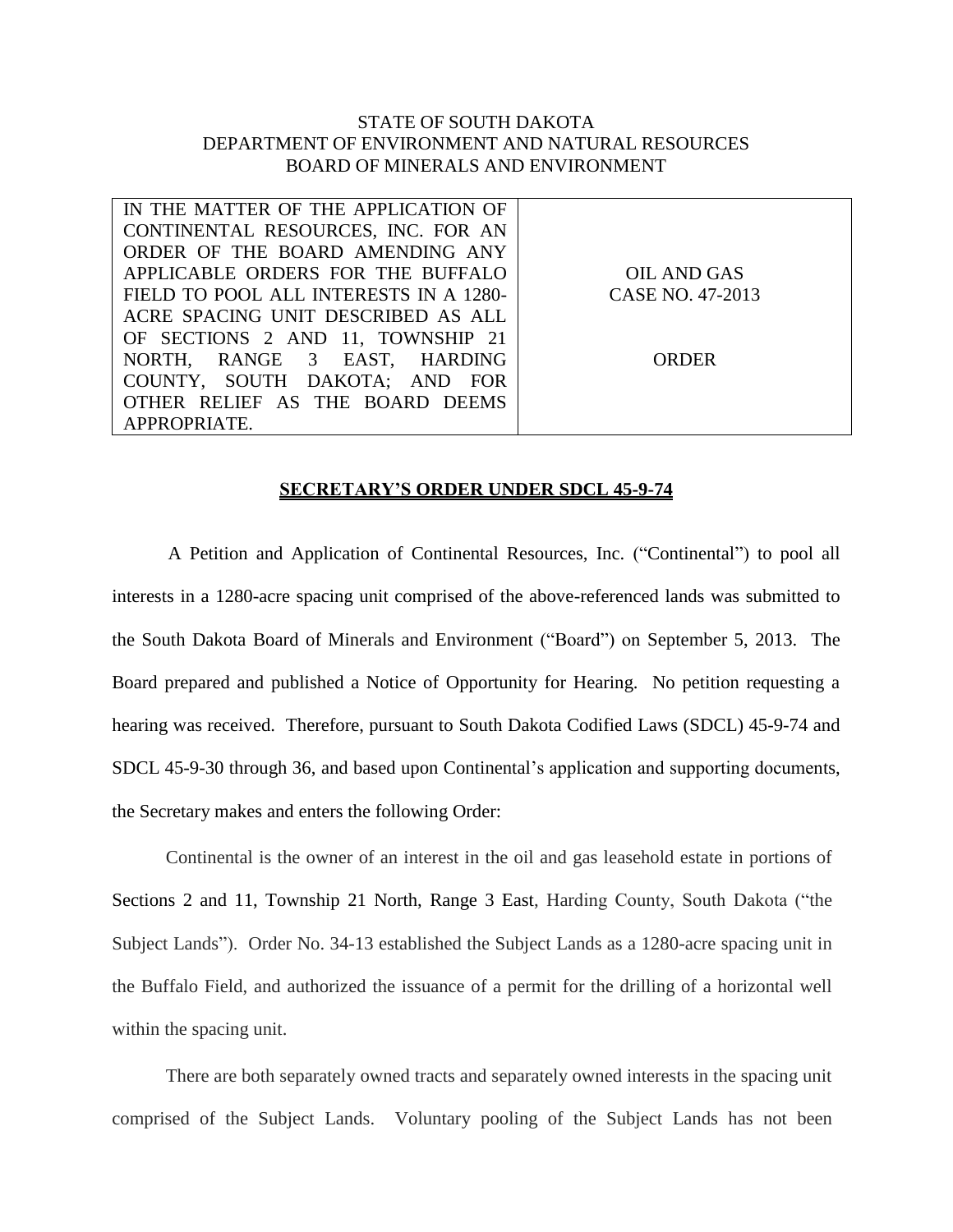STATE OF SOUTH DAKOTA
DEPARTMENT OF ENVIRONMENT AND NATURAL RESOURCES
BOARD OF MINERALS AND ENVIRONMENT

| IN THE MATTER OF THE APPLICATION OF CONTINENTAL RESOURCES, INC. FOR AN ORDER OF THE BOARD AMENDING ANY APPLICABLE ORDERS FOR THE BUFFALO FIELD TO POOL ALL INTERESTS IN A 1280-ACRE SPACING UNIT DESCRIBED AS ALL OF SECTIONS 2 AND 11, TOWNSHIP 21 NORTH, RANGE 3 EAST, HARDING COUNTY, SOUTH DAKOTA; AND FOR OTHER RELIEF AS THE BOARD DEEMS APPROPRIATE. | OIL AND GAS<br>CASE NO. 47-2013<br><br>ORDER |
|---|---|

**SECRETARY'S ORDER UNDER SDCL 45-9-74**

A Petition and Application of Continental Resources, Inc. ("Continental") to pool all interests in a 1280-acre spacing unit comprised of the above-referenced lands was submitted to the South Dakota Board of Minerals and Environment ("Board") on September 5, 2013. The Board prepared and published a Notice of Opportunity for Hearing. No petition requesting a hearing was received. Therefore, pursuant to South Dakota Codified Laws (SDCL) 45-9-74 and SDCL 45-9-30 through 36, and based upon Continental's application and supporting documents, the Secretary makes and enters the following Order:

Continental is the owner of an interest in the oil and gas leasehold estate in portions of Sections 2 and 11, Township 21 North, Range 3 East, Harding County, South Dakota ("the Subject Lands"). Order No. 34-13 established the Subject Lands as a 1280-acre spacing unit in the Buffalo Field, and authorized the issuance of a permit for the drilling of a horizontal well within the spacing unit.

There are both separately owned tracts and separately owned interests in the spacing unit comprised of the Subject Lands. Voluntary pooling of the Subject Lands has not been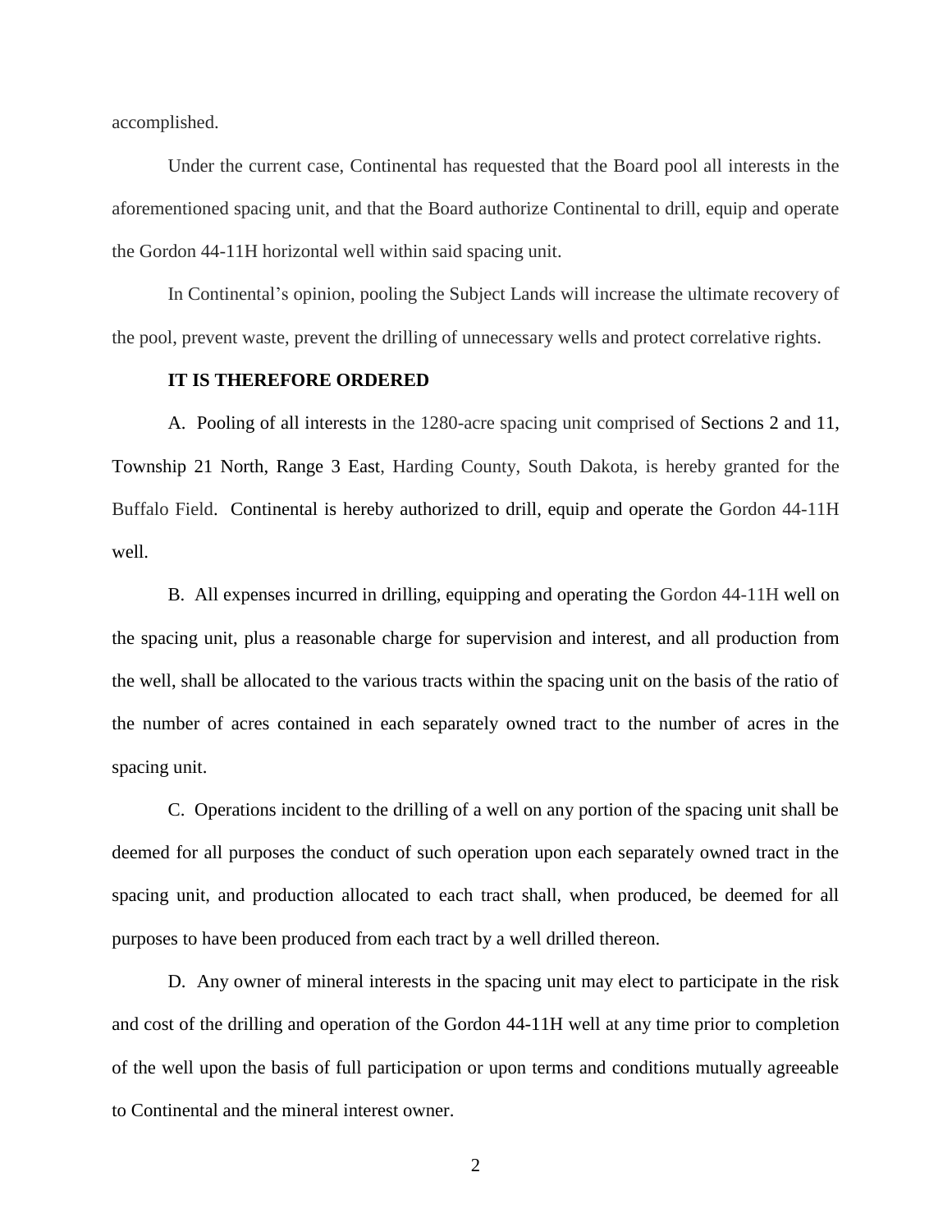accomplished.

Under the current case, Continental has requested that the Board pool all interests in the aforementioned spacing unit, and that the Board authorize Continental to drill, equip and operate the Gordon 44-11H horizontal well within said spacing unit.

In Continental's opinion, pooling the Subject Lands will increase the ultimate recovery of the pool, prevent waste, prevent the drilling of unnecessary wells and protect correlative rights.

**IT IS THEREFORE ORDERED**

A. Pooling of all interests in the 1280-acre spacing unit comprised of Sections 2 and 11, Township 21 North, Range 3 East, Harding County, South Dakota, is hereby granted for the Buffalo Field. Continental is hereby authorized to drill, equip and operate the Gordon 44-11H well.

B. All expenses incurred in drilling, equipping and operating the Gordon 44-11H well on the spacing unit, plus a reasonable charge for supervision and interest, and all production from the well, shall be allocated to the various tracts within the spacing unit on the basis of the ratio of the number of acres contained in each separately owned tract to the number of acres in the spacing unit.

C. Operations incident to the drilling of a well on any portion of the spacing unit shall be deemed for all purposes the conduct of such operation upon each separately owned tract in the spacing unit, and production allocated to each tract shall, when produced, be deemed for all purposes to have been produced from each tract by a well drilled thereon.

D. Any owner of mineral interests in the spacing unit may elect to participate in the risk and cost of the drilling and operation of the Gordon 44-11H well at any time prior to completion of the well upon the basis of full participation or upon terms and conditions mutually agreeable to Continental and the mineral interest owner.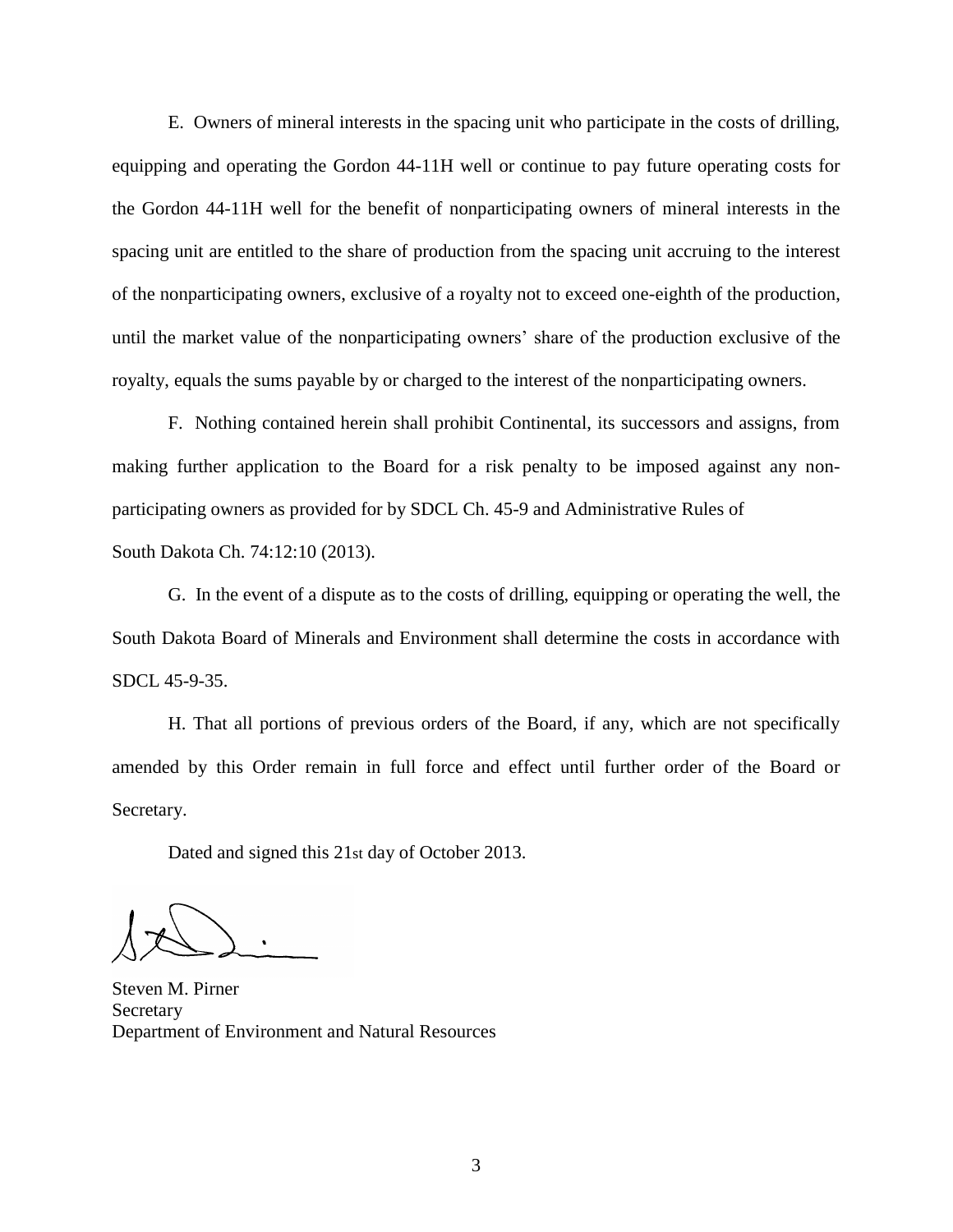E. Owners of mineral interests in the spacing unit who participate in the costs of drilling, equipping and operating the Gordon 44-11H well or continue to pay future operating costs for the Gordon 44-11H well for the benefit of nonparticipating owners of mineral interests in the spacing unit are entitled to the share of production from the spacing unit accruing to the interest of the nonparticipating owners, exclusive of a royalty not to exceed one-eighth of the production, until the market value of the nonparticipating owners' share of the production exclusive of the royalty, equals the sums payable by or charged to the interest of the nonparticipating owners.

F. Nothing contained herein shall prohibit Continental, its successors and assigns, from making further application to the Board for a risk penalty to be imposed against any non-participating owners as provided for by SDCL Ch. 45-9 and Administrative Rules of South Dakota Ch. 74:12:10 (2013).

G. In the event of a dispute as to the costs of drilling, equipping or operating the well, the South Dakota Board of Minerals and Environment shall determine the costs in accordance with SDCL 45-9-35.

H. That all portions of previous orders of the Board, if any, which are not specifically amended by this Order remain in full force and effect until further order of the Board or Secretary.

Dated and signed this 21st day of October 2013.

Steven M. Pirner
Secretary
Department of Environment and Natural Resources